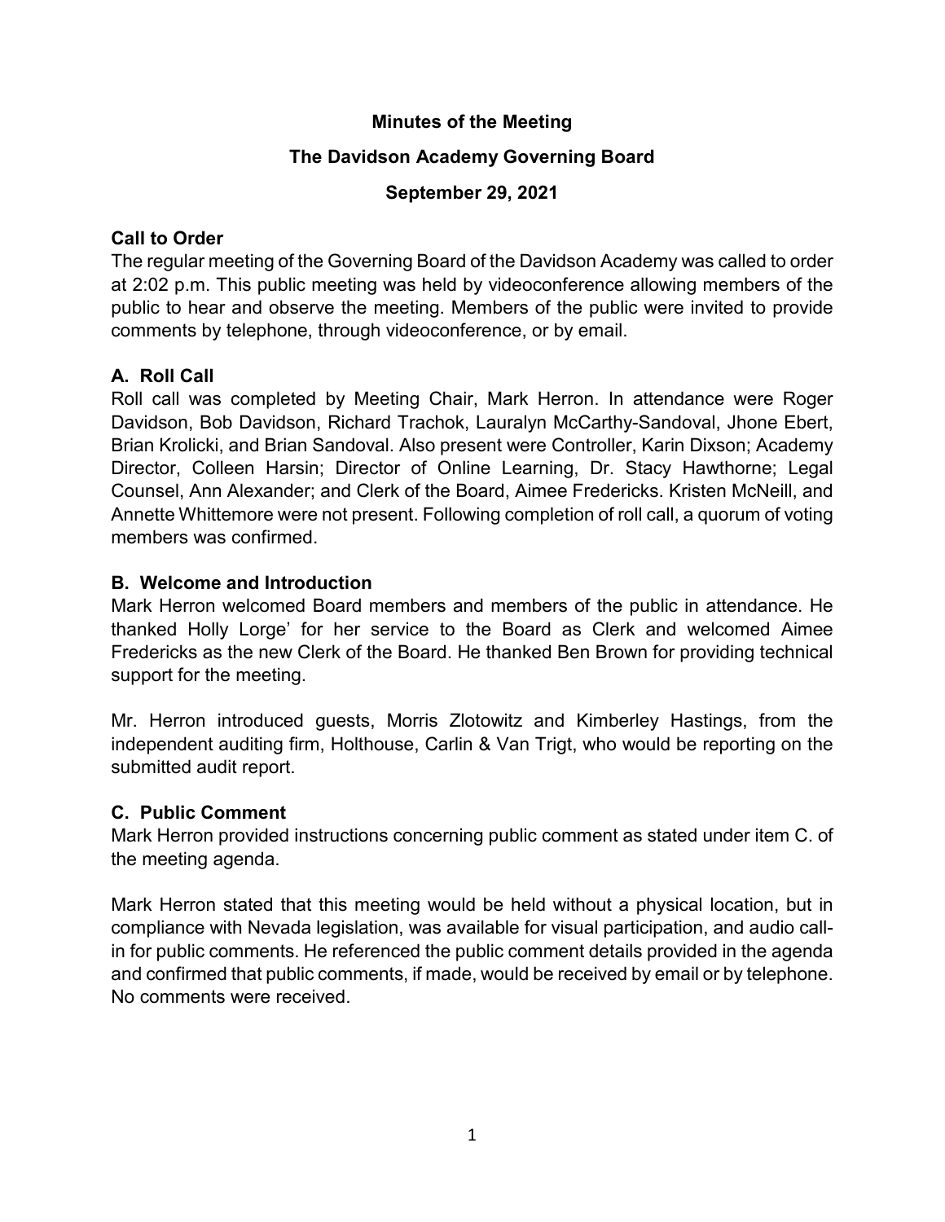**Minutes of the Meeting**

**The Davidson Academy Governing Board**

**September 29, 2021**

**Call to Order**

The regular meeting of the Governing Board of the Davidson Academy was called to order at 2:02 p.m. This public meeting was held by videoconference allowing members of the public to hear and observe the meeting. Members of the public were invited to provide comments by telephone, through videoconference, or by email.

**A. Roll Call**

Roll call was completed by Meeting Chair, Mark Herron. In attendance were Roger Davidson, Bob Davidson, Richard Trachok, Lauralyn McCarthy-Sandoval, Jhone Ebert, Brian Krolicki, and Brian Sandoval. Also present were Controller, Karin Dixson; Academy Director, Colleen Harsin; Director of Online Learning, Dr. Stacy Hawthorne; Legal Counsel, Ann Alexander; and Clerk of the Board, Aimee Fredericks. Kristen McNeill, and Annette Whittemore were not present. Following completion of roll call, a quorum of voting members was confirmed.

**B. Welcome and Introduction**

Mark Herron welcomed Board members and members of the public in attendance. He thanked Holly Lorge' for her service to the Board as Clerk and welcomed Aimee Fredericks as the new Clerk of the Board. He thanked Ben Brown for providing technical support for the meeting.

Mr. Herron introduced guests, Morris Zlotowitz and Kimberley Hastings, from the independent auditing firm, Holthouse, Carlin & Van Trigt, who would be reporting on the submitted audit report.

**C. Public Comment**

Mark Herron provided instructions concerning public comment as stated under item C. of the meeting agenda.

Mark Herron stated that this meeting would be held without a physical location, but in compliance with Nevada legislation, was available for visual participation, and audio call-in for public comments. He referenced the public comment details provided in the agenda and confirmed that public comments, if made, would be received by email or by telephone. No comments were received.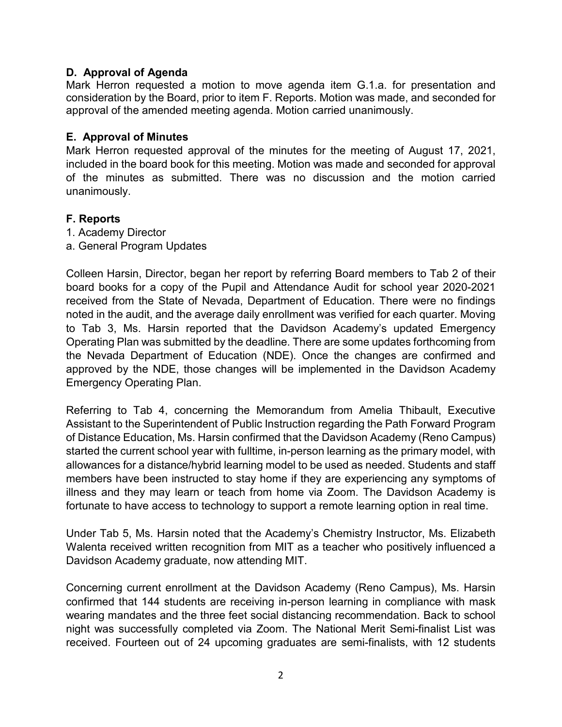### D. Approval of Agenda

Mark Herron requested a motion to move agenda item G.1.a. for presentation and consideration by the Board, prior to item F. Reports. Motion was made, and seconded for approval of the amended meeting agenda. Motion carried unanimously.

### E. Approval of Minutes

Mark Herron requested approval of the minutes for the meeting of August 17, 2021, included in the board book for this meeting. Motion was made and seconded for approval of the minutes as submitted. There was no discussion and the motion carried unanimously.

### F. Reports

1. Academy Director
a. General Program Updates

Colleen Harsin, Director, began her report by referring Board members to Tab 2 of their board books for a copy of the Pupil and Attendance Audit for school year 2020-2021 received from the State of Nevada, Department of Education. There were no findings noted in the audit, and the average daily enrollment was verified for each quarter. Moving to Tab 3, Ms. Harsin reported that the Davidson Academy's updated Emergency Operating Plan was submitted by the deadline. There are some updates forthcoming from the Nevada Department of Education (NDE). Once the changes are confirmed and approved by the NDE, those changes will be implemented in the Davidson Academy Emergency Operating Plan.

Referring to Tab 4, concerning the Memorandum from Amelia Thibault, Executive Assistant to the Superintendent of Public Instruction regarding the Path Forward Program of Distance Education, Ms. Harsin confirmed that the Davidson Academy (Reno Campus) started the current school year with fulltime, in-person learning as the primary model, with allowances for a distance/hybrid learning model to be used as needed. Students and staff members have been instructed to stay home if they are experiencing any symptoms of illness and they may learn or teach from home via Zoom. The Davidson Academy is fortunate to have access to technology to support a remote learning option in real time.

Under Tab 5, Ms. Harsin noted that the Academy's Chemistry Instructor, Ms. Elizabeth Walenta received written recognition from MIT as a teacher who positively influenced a Davidson Academy graduate, now attending MIT.

Concerning current enrollment at the Davidson Academy (Reno Campus), Ms. Harsin confirmed that 144 students are receiving in-person learning in compliance with mask wearing mandates and the three feet social distancing recommendation. Back to school night was successfully completed via Zoom. The National Merit Semi-finalist List was received. Fourteen out of 24 upcoming graduates are semi-finalists, with 12 students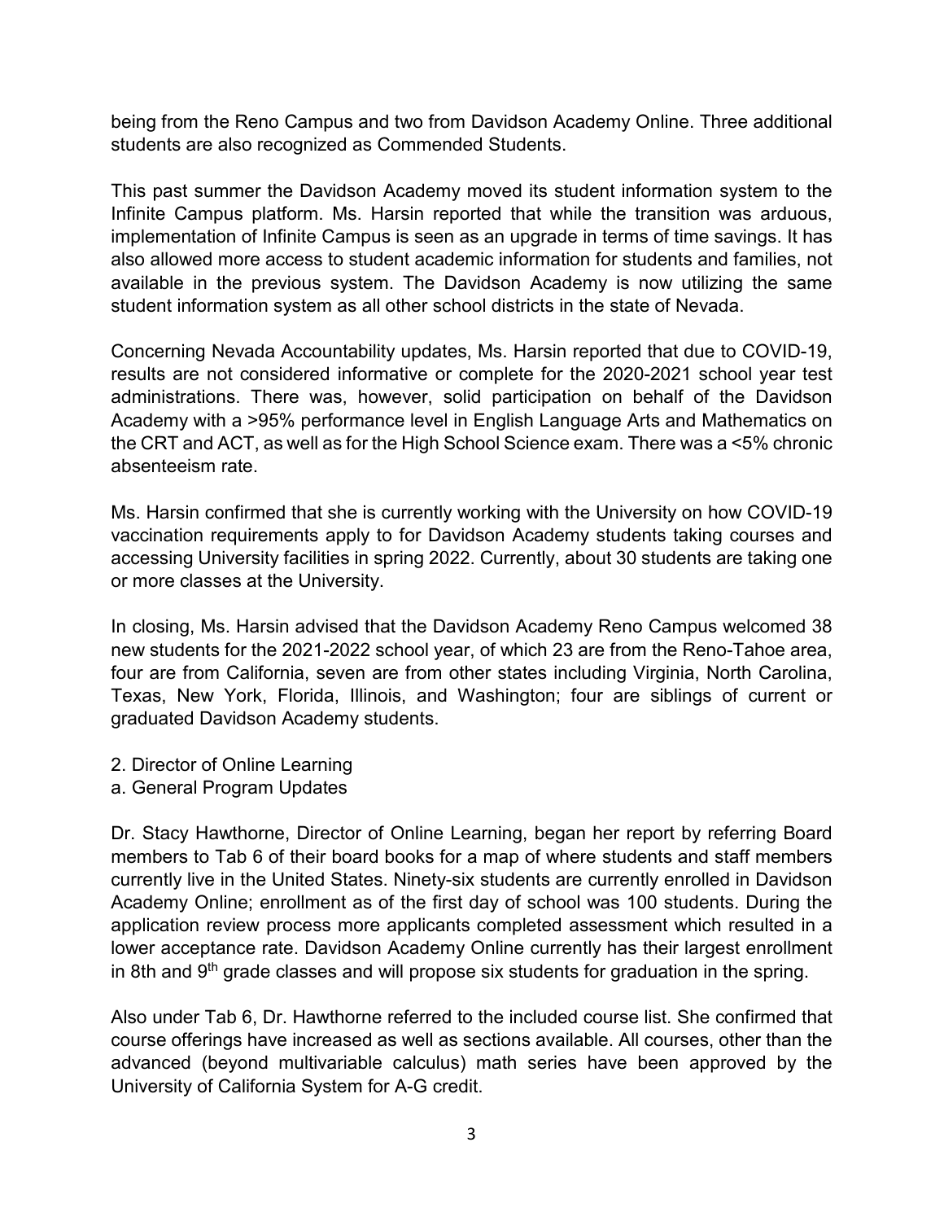being from the Reno Campus and two from Davidson Academy Online. Three additional students are also recognized as Commended Students.

This past summer the Davidson Academy moved its student information system to the Infinite Campus platform. Ms. Harsin reported that while the transition was arduous, implementation of Infinite Campus is seen as an upgrade in terms of time savings. It has also allowed more access to student academic information for students and families, not available in the previous system. The Davidson Academy is now utilizing the same student information system as all other school districts in the state of Nevada.

Concerning Nevada Accountability updates, Ms. Harsin reported that due to COVID-19, results are not considered informative or complete for the 2020-2021 school year test administrations. There was, however, solid participation on behalf of the Davidson Academy with a >95% performance level in English Language Arts and Mathematics on the CRT and ACT, as well as for the High School Science exam. There was a <5% chronic absenteeism rate.

Ms. Harsin confirmed that she is currently working with the University on how COVID-19 vaccination requirements apply to for Davidson Academy students taking courses and accessing University facilities in spring 2022. Currently, about 30 students are taking one or more classes at the University.

In closing, Ms. Harsin advised that the Davidson Academy Reno Campus welcomed 38 new students for the 2021-2022 school year, of which 23 are from the Reno-Tahoe area, four are from California, seven are from other states including Virginia, North Carolina, Texas, New York, Florida, Illinois, and Washington; four are siblings of current or graduated Davidson Academy students.

2. Director of Online Learning
a. General Program Updates

Dr. Stacy Hawthorne, Director of Online Learning, began her report by referring Board members to Tab 6 of their board books for a map of where students and staff members currently live in the United States. Ninety-six students are currently enrolled in Davidson Academy Online; enrollment as of the first day of school was 100 students. During the application review process more applicants completed assessment which resulted in a lower acceptance rate. Davidson Academy Online currently has their largest enrollment in 8th and 9th grade classes and will propose six students for graduation in the spring.

Also under Tab 6, Dr. Hawthorne referred to the included course list. She confirmed that course offerings have increased as well as sections available. All courses, other than the advanced (beyond multivariable calculus) math series have been approved by the University of California System for A-G credit.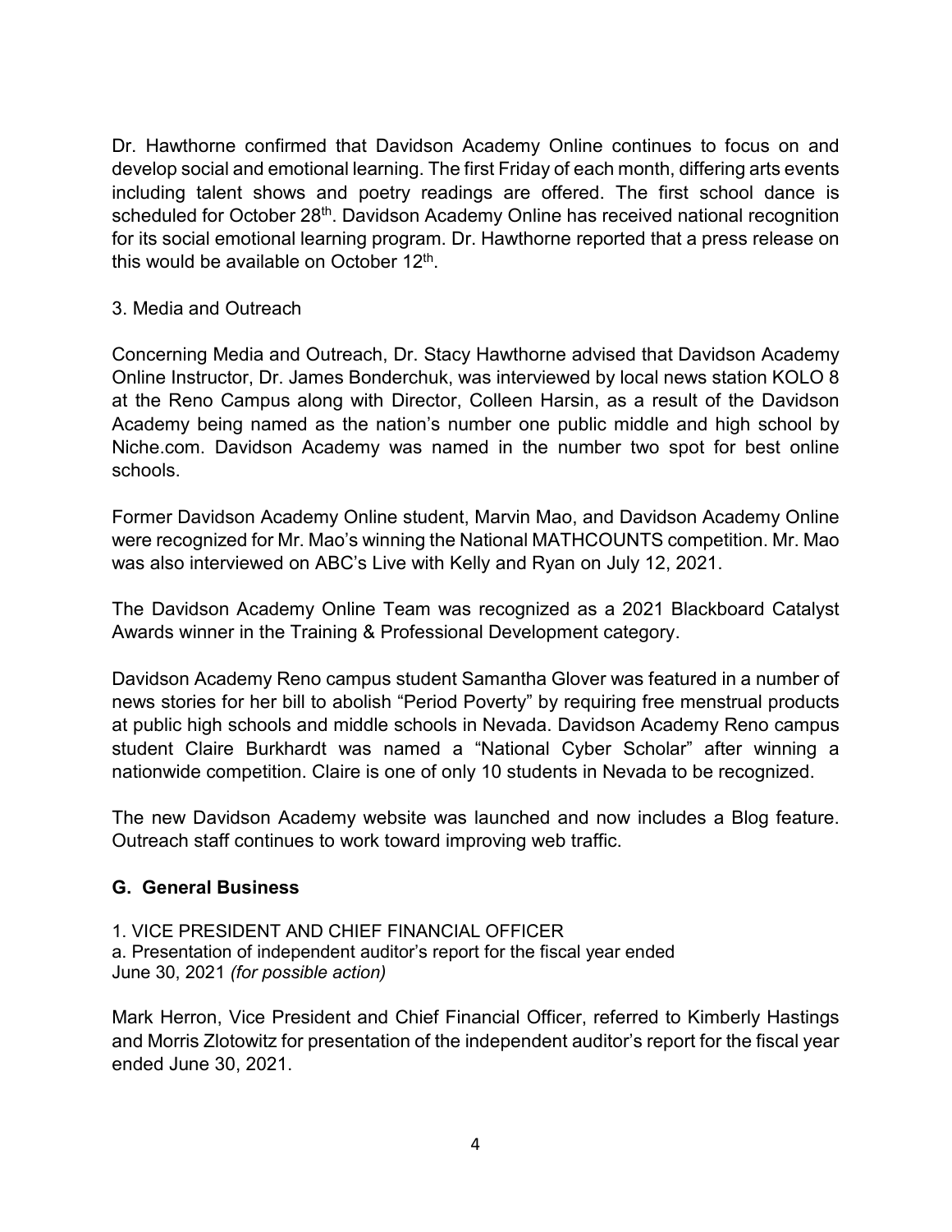Dr. Hawthorne confirmed that Davidson Academy Online continues to focus on and develop social and emotional learning. The first Friday of each month, differing arts events including talent shows and poetry readings are offered. The first school dance is scheduled for October 28th. Davidson Academy Online has received national recognition for its social emotional learning program. Dr. Hawthorne reported that a press release on this would be available on October 12th.

3. Media and Outreach

Concerning Media and Outreach, Dr. Stacy Hawthorne advised that Davidson Academy Online Instructor, Dr. James Bonderchuk, was interviewed by local news station KOLO 8 at the Reno Campus along with Director, Colleen Harsin, as a result of the Davidson Academy being named as the nation's number one public middle and high school by Niche.com. Davidson Academy was named in the number two spot for best online schools.

Former Davidson Academy Online student, Marvin Mao, and Davidson Academy Online were recognized for Mr. Mao's winning the National MATHCOUNTS competition. Mr. Mao was also interviewed on ABC's Live with Kelly and Ryan on July 12, 2021.

The Davidson Academy Online Team was recognized as a 2021 Blackboard Catalyst Awards winner in the Training & Professional Development category.

Davidson Academy Reno campus student Samantha Glover was featured in a number of news stories for her bill to abolish "Period Poverty" by requiring free menstrual products at public high schools and middle schools in Nevada. Davidson Academy Reno campus student Claire Burkhardt was named a "National Cyber Scholar" after winning a nationwide competition. Claire is one of only 10 students in Nevada to be recognized.

The new Davidson Academy website was launched and now includes a Blog feature. Outreach staff continues to work toward improving web traffic.

## G. General Business

1. VICE PRESIDENT AND CHIEF FINANCIAL OFFICER
a. Presentation of independent auditor's report for the fiscal year ended June 30, 2021 *(for possible action)*

Mark Herron, Vice President and Chief Financial Officer, referred to Kimberly Hastings and Morris Zlotowitz for presentation of the independent auditor's report for the fiscal year ended June 30, 2021.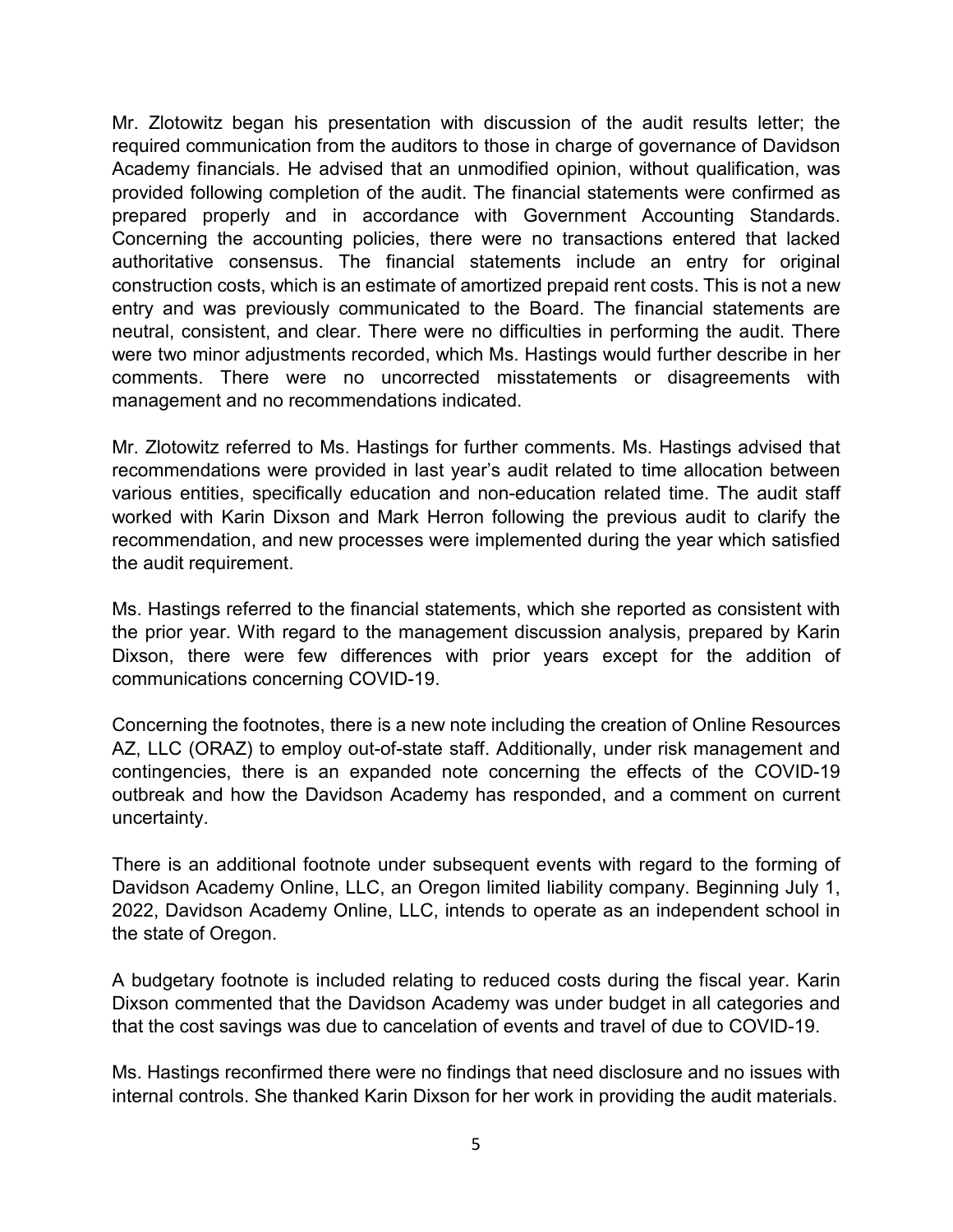Mr. Zlotowitz began his presentation with discussion of the audit results letter; the required communication from the auditors to those in charge of governance of Davidson Academy financials. He advised that an unmodified opinion, without qualification, was provided following completion of the audit. The financial statements were confirmed as prepared properly and in accordance with Government Accounting Standards. Concerning the accounting policies, there were no transactions entered that lacked authoritative consensus. The financial statements include an entry for original construction costs, which is an estimate of amortized prepaid rent costs. This is not a new entry and was previously communicated to the Board. The financial statements are neutral, consistent, and clear. There were no difficulties in performing the audit. There were two minor adjustments recorded, which Ms. Hastings would further describe in her comments. There were no uncorrected misstatements or disagreements with management and no recommendations indicated.

Mr. Zlotowitz referred to Ms. Hastings for further comments. Ms. Hastings advised that recommendations were provided in last year's audit related to time allocation between various entities, specifically education and non-education related time. The audit staff worked with Karin Dixson and Mark Herron following the previous audit to clarify the recommendation, and new processes were implemented during the year which satisfied the audit requirement.

Ms. Hastings referred to the financial statements, which she reported as consistent with the prior year. With regard to the management discussion analysis, prepared by Karin Dixson, there were few differences with prior years except for the addition of communications concerning COVID-19.

Concerning the footnotes, there is a new note including the creation of Online Resources AZ, LLC (ORAZ) to employ out-of-state staff. Additionally, under risk management and contingencies, there is an expanded note concerning the effects of the COVID-19 outbreak and how the Davidson Academy has responded, and a comment on current uncertainty.

There is an additional footnote under subsequent events with regard to the forming of Davidson Academy Online, LLC, an Oregon limited liability company. Beginning July 1, 2022, Davidson Academy Online, LLC, intends to operate as an independent school in the state of Oregon.

A budgetary footnote is included relating to reduced costs during the fiscal year. Karin Dixson commented that the Davidson Academy was under budget in all categories and that the cost savings was due to cancelation of events and travel of due to COVID-19.

Ms. Hastings reconfirmed there were no findings that need disclosure and no issues with internal controls. She thanked Karin Dixson for her work in providing the audit materials.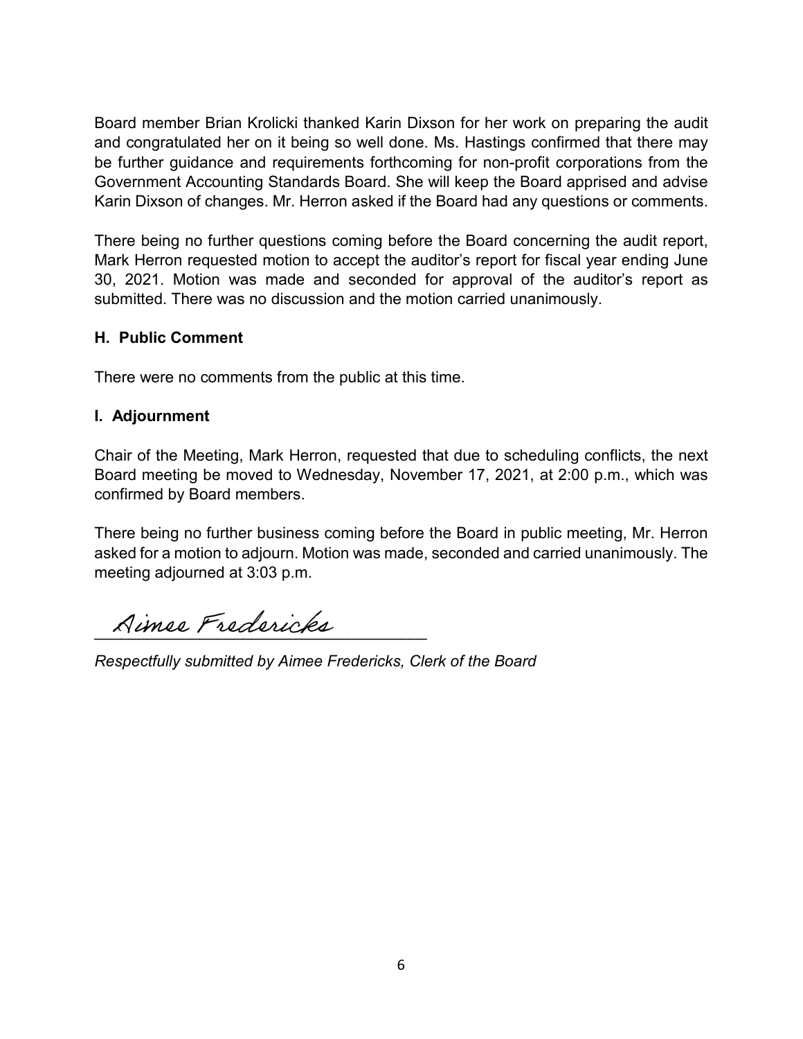Board member Brian Krolicki thanked Karin Dixson for her work on preparing the audit and congratulated her on it being so well done. Ms. Hastings confirmed that there may be further guidance and requirements forthcoming for non-profit corporations from the Government Accounting Standards Board. She will keep the Board apprised and advise Karin Dixson of changes. Mr. Herron asked if the Board had any questions or comments.

There being no further questions coming before the Board concerning the audit report, Mark Herron requested motion to accept the auditor's report for fiscal year ending June 30, 2021. Motion was made and seconded for approval of the auditor's report as submitted. There was no discussion and the motion carried unanimously.

### H. Public Comment

There were no comments from the public at this time.

### I. Adjournment

Chair of the Meeting, Mark Herron, requested that due to scheduling conflicts, the next Board meeting be moved to Wednesday, November 17, 2021, at 2:00 p.m., which was confirmed by Board members.

There being no further business coming before the Board in public meeting, Mr. Herron asked for a motion to adjourn. Motion was made, seconded and carried unanimously. The meeting adjourned at 3:03 p.m.

Aimee Fredericks

*Respectfully submitted by Aimee Fredericks, Clerk of the Board*